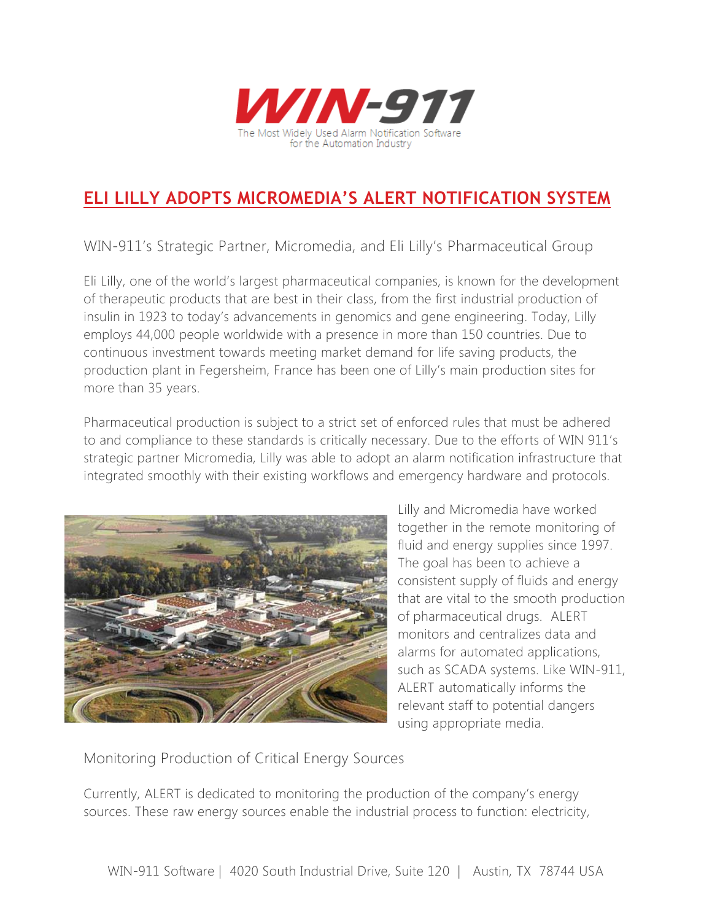WIN-911

The Most Widely Used Alarm Notification Software for the Automation Industry

# ELI LILLY ADOPTS MICROMEDIA'S ALERT NOTIFICATION SYSTEM

## WIN-911's Strategic Partner, Micromedia, and Eli Lilly's Pharmaceutical Group

Eli Lilly, one of the world's largest pharmaceutical companies, is known for the development of therapeutic products that are best in their class, from the first industrial production of insulin in 1923 to today's advancements in genomics and gene engineering. Today, Lilly employs 44,000 people worldwide with a presence in more than 150 countries. Due to continuous investment towards meeting market demand for life saving products, the production plant in Fegersheim, France has been one of Lilly's main production sites for more than 35 years.

Pharmaceutical production is subject to a strict set of enforced rules that must be adhered to and compliance to these standards is critically necessary. Due to the efforts of WIN 911's strategic partner Micromedia, Lilly was able to adopt an alarm notification infrastructure that integrated smoothly with their existing workflows and emergency hardware and protocols.

Lilly and Micromedia have worked together in the remote monitoring of fluid and energy supplies since 1997. The goal has been to achieve a consistent supply of fluids and energy that are vital to the smooth production of pharmaceutical drugs. ALERT monitors and centralizes data and alarms for automated applications, such as SCADA systems. Like WIN-911, ALERT automatically informs the relevant staff to potential dangers using appropriate media.

## Monitoring Production of Critical Energy Sources

Currently, ALERT is dedicated to monitoring the production of the company's energy sources. These raw energy sources enable the industrial process to function: electricity,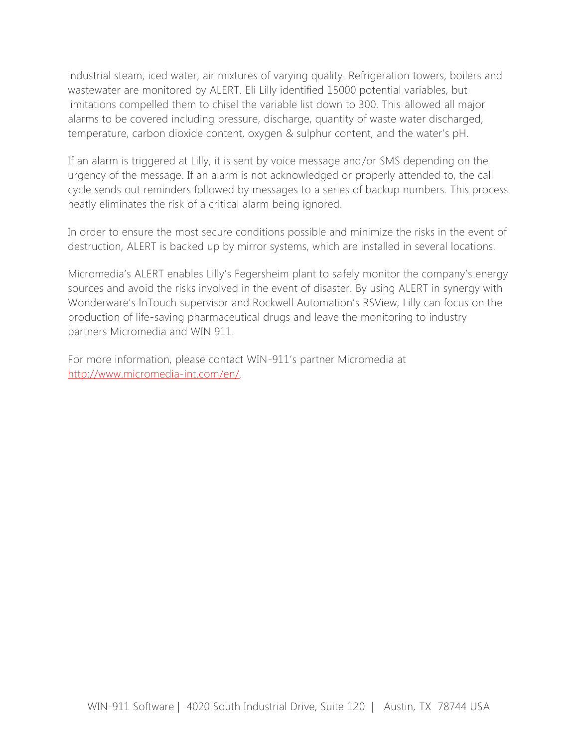industrial steam, iced water, air mixtures of varying quality. Refrigeration towers, boilers and wastewater are monitored by ALERT. Eli Lilly identified 15000 potential variables, but limitations compelled them to chisel the variable list down to 300. This allowed all major alarms to be covered including pressure, discharge, quantity of waste water discharged, temperature, carbon dioxide content, oxygen & sulphur content, and the water's pH.

If an alarm is triggered at Lilly, it is sent by voice message and/or SMS depending on the urgency of the message. If an alarm is not acknowledged or properly attended to, the call cycle sends out reminders followed by messages to a series of backup numbers. This process neatly eliminates the risk of a critical alarm being ignored.

In order to ensure the most secure conditions possible and minimize the risks in the event of destruction, ALERT is backed up by mirror systems, which are installed in several locations.

Micromedia's ALERT enables Lilly's Fegersheim plant to safely monitor the company's energy sources and avoid the risks involved in the event of disaster. By using ALERT in synergy with Wonderware's InTouch supervisor and Rockwell Automation's RSView, Lilly can focus on the production of life-saving pharmaceutical drugs and leave the monitoring to industry partners Micromedia and WIN 911.

For more information, please contact WIN-911's partner Micromedia at [http://www.micromedia-int.com/en/](http://www.micromedia-int.com/en/).